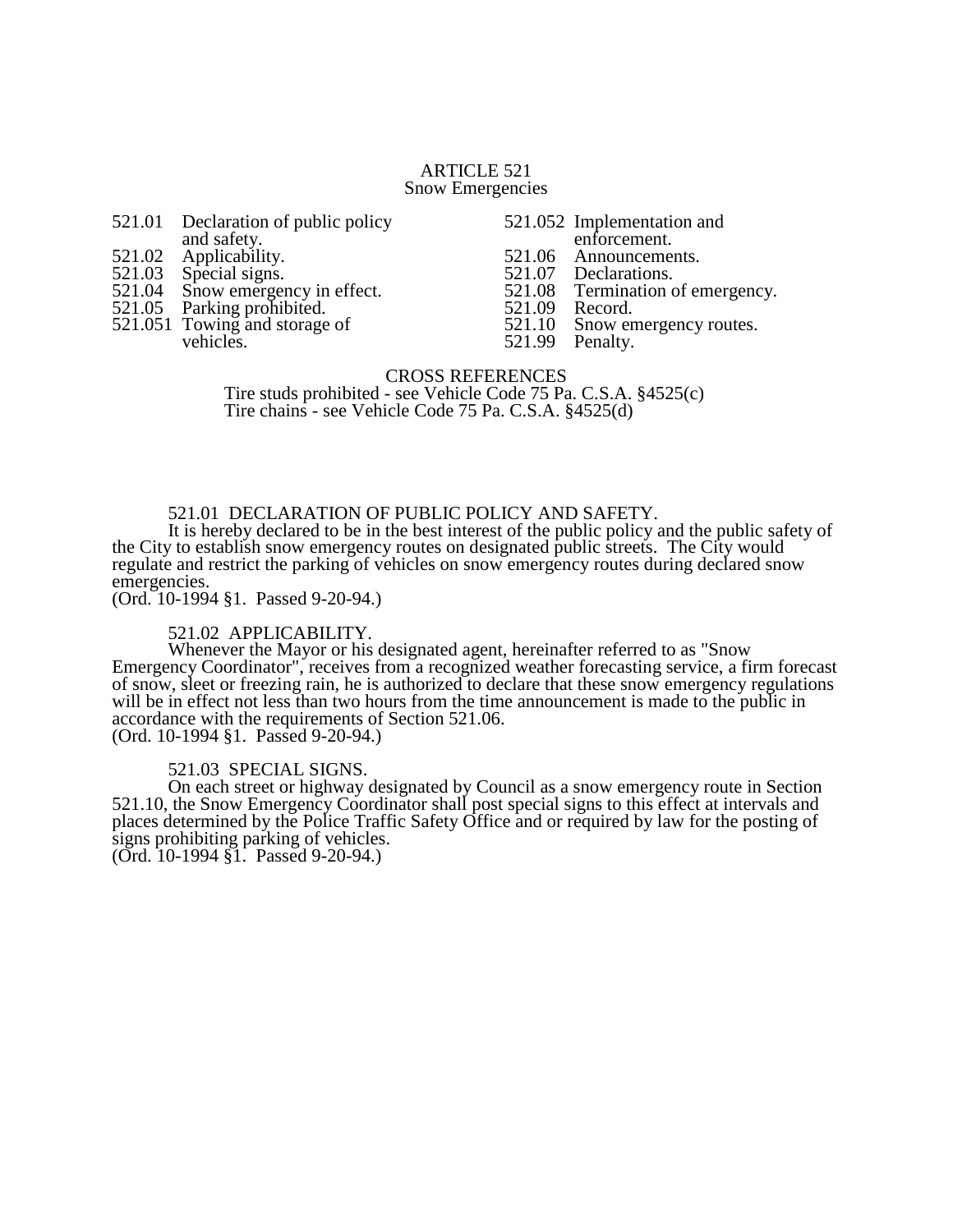# ARTICLE 521
## Snow Emergencies

| | | | |
|---|---|---|---|
| 521.01 | Declaration of public policy and safety. | 521.052 | Implementation and enforcement. |
| 521.02 | Applicability. | 521.06 | Announcements. |
| 521.03 | Special signs. | 521.07 | Declarations. |
| 521.04 | Snow emergency in effect. | 521.08 | Termination of emergency. |
| 521.05 | Parking prohibited. | 521.09 | Record. |
| 521.051 | Towing and storage of vehicles. | 521.10 | Snow emergency routes. |
| | | 521.99 | Penalty. |

CROSS REFERENCES

Tire studs prohibited - see Vehicle Code 75 Pa. C.S.A. §4525(c)
Tire chains - see Vehicle Code 75 Pa. C.S.A. §4525(d)

### 521.01 DECLARATION OF PUBLIC POLICY AND SAFETY.

It is hereby declared to be in the best interest of the public policy and the public safety of the City to establish snow emergency routes on designated public streets. The City would regulate and restrict the parking of vehicles on snow emergency routes during declared snow emergencies.
(Ord. 10-1994 §1. Passed 9-20-94.)

### 521.02 APPLICABILITY.

Whenever the Mayor or his designated agent, hereinafter referred to as "Snow Emergency Coordinator", receives from a recognized weather forecasting service, a firm forecast of snow, sleet or freezing rain, he is authorized to declare that these snow emergency regulations will be in effect not less than two hours from the time announcement is made to the public in accordance with the requirements of Section 521.06.
(Ord. 10-1994 §1. Passed 9-20-94.)

### 521.03 SPECIAL SIGNS.

On each street or highway designated by Council as a snow emergency route in Section 521.10, the Snow Emergency Coordinator shall post special signs to this effect at intervals and places determined by the Police Traffic Safety Office and or required by law for the posting of signs prohibiting parking of vehicles.
(Ord. 10-1994 §1. Passed 9-20-94.)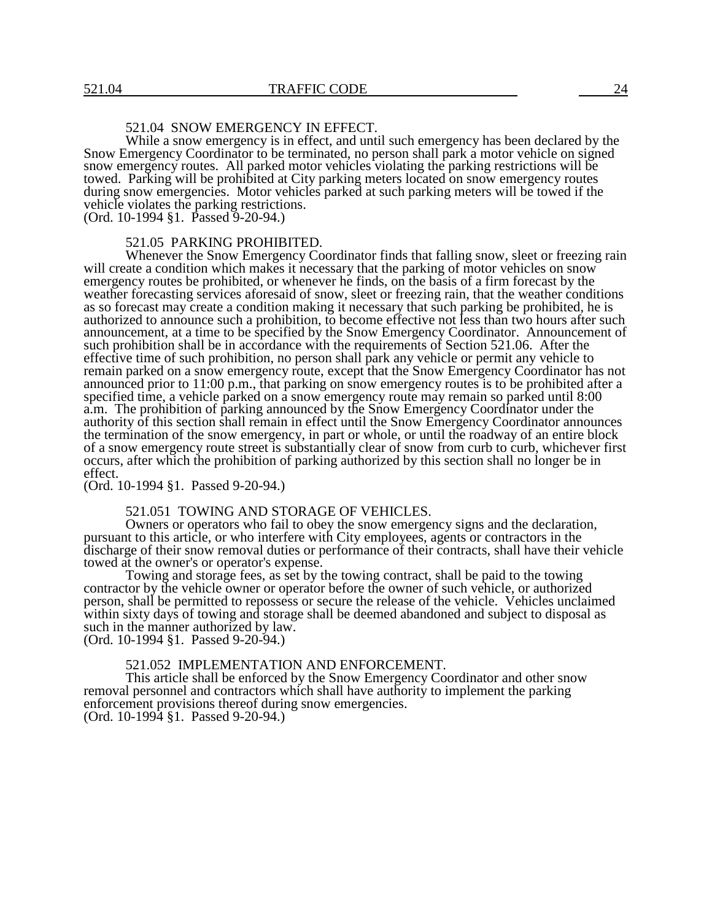### 521.04 SNOW EMERGENCY IN EFFECT.

While a snow emergency is in effect, and until such emergency has been declared by the Snow Emergency Coordinator to be terminated, no person shall park a motor vehicle on signed snow emergency routes. All parked motor vehicles violating the parking restrictions will be towed. Parking will be prohibited at City parking meters located on snow emergency routes during snow emergencies. Motor vehicles parked at such parking meters will be towed if the vehicle violates the parking restrictions.
(Ord. 10-1994 §1. Passed 9-20-94.)

### 521.05 PARKING PROHIBITED.

Whenever the Snow Emergency Coordinator finds that falling snow, sleet or freezing rain will create a condition which makes it necessary that the parking of motor vehicles on snow emergency routes be prohibited, or whenever he finds, on the basis of a firm forecast by the weather forecasting services aforesaid of snow, sleet or freezing rain, that the weather conditions as so forecast may create a condition making it necessary that such parking be prohibited, he is authorized to announce such a prohibition, to become effective not less than two hours after such announcement, at a time to be specified by the Snow Emergency Coordinator. Announcement of such prohibition shall be in accordance with the requirements of Section 521.06. After the effective time of such prohibition, no person shall park any vehicle or permit any vehicle to remain parked on a snow emergency route, except that the Snow Emergency Coordinator has not announced prior to 11:00 p.m., that parking on snow emergency routes is to be prohibited after a specified time, a vehicle parked on a snow emergency route may remain so parked until 8:00 a.m. The prohibition of parking announced by the Snow Emergency Coordinator under the authority of this section shall remain in effect until the Snow Emergency Coordinator announces the termination of the snow emergency, in part or whole, or until the roadway of an entire block of a snow emergency route street is substantially clear of snow from curb to curb, whichever first occurs, after which the prohibition of parking authorized by this section shall no longer be in effect.
(Ord. 10-1994 §1. Passed 9-20-94.)

### 521.051 TOWING AND STORAGE OF VEHICLES.

Owners or operators who fail to obey the snow emergency signs and the declaration, pursuant to this article, or who interfere with City employees, agents or contractors in the discharge of their snow removal duties or performance of their contracts, shall have their vehicle towed at the owner's or operator's expense.

Towing and storage fees, as set by the towing contract, shall be paid to the towing contractor by the vehicle owner or operator before the owner of such vehicle, or authorized person, shall be permitted to repossess or secure the release of the vehicle. Vehicles unclaimed within sixty days of towing and storage shall be deemed abandoned and subject to disposal as such in the manner authorized by law.
(Ord. 10-1994 §1. Passed 9-20-94.)

### 521.052 IMPLEMENTATION AND ENFORCEMENT.

This article shall be enforced by the Snow Emergency Coordinator and other snow removal personnel and contractors which shall have authority to implement the parking enforcement provisions thereof during snow emergencies.
(Ord. 10-1994 §1. Passed 9-20-94.)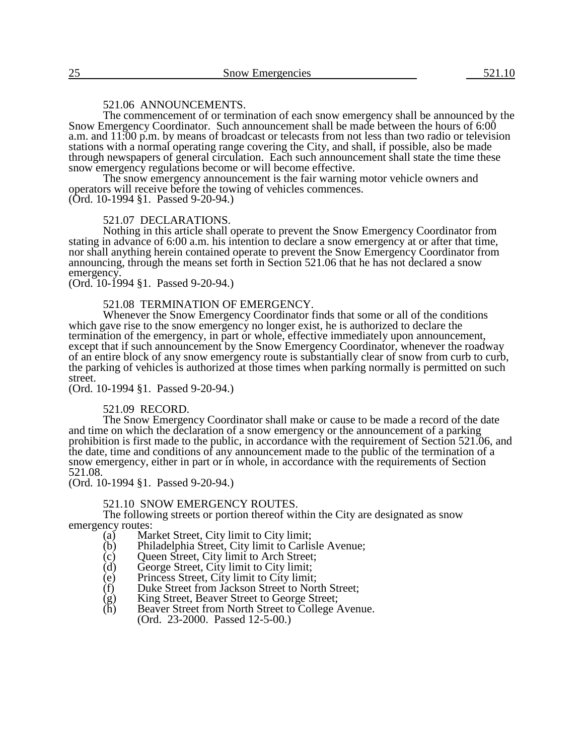521.06 ANNOUNCEMENTS.

The commencement of or termination of each snow emergency shall be announced by the Snow Emergency Coordinator. Such announcement shall be made between the hours of 6:00 a.m. and 11:00 p.m. by means of broadcast or telecasts from not less than two radio or television stations with a normal operating range covering the City, and shall, if possible, also be made through newspapers of general circulation. Each such announcement shall state the time these snow emergency regulations become or will become effective.

The snow emergency announcement is the fair warning motor vehicle owners and operators will receive before the towing of vehicles commences.
(Ord. 10-1994 §1. Passed 9-20-94.)

521.07 DECLARATIONS.

Nothing in this article shall operate to prevent the Snow Emergency Coordinator from stating in advance of 6:00 a.m. his intention to declare a snow emergency at or after that time, nor shall anything herein contained operate to prevent the Snow Emergency Coordinator from announcing, through the means set forth in Section 521.06 that he has not declared a snow emergency.
(Ord. 10-1994 §1. Passed 9-20-94.)

521.08 TERMINATION OF EMERGENCY.

Whenever the Snow Emergency Coordinator finds that some or all of the conditions which gave rise to the snow emergency no longer exist, he is authorized to declare the termination of the emergency, in part or whole, effective immediately upon announcement, except that if such announcement by the Snow Emergency Coordinator, whenever the roadway of an entire block of any snow emergency route is substantially clear of snow from curb to curb, the parking of vehicles is authorized at those times when parking normally is permitted on such street.
(Ord. 10-1994 §1. Passed 9-20-94.)

521.09 RECORD.

The Snow Emergency Coordinator shall make or cause to be made a record of the date and time on which the declaration of a snow emergency or the announcement of a parking prohibition is first made to the public, in accordance with the requirement of Section 521.06, and the date, time and conditions of any announcement made to the public of the termination of a snow emergency, either in part or in whole, in accordance with the requirements of Section 521.08.
(Ord. 10-1994 §1. Passed 9-20-94.)

521.10 SNOW EMERGENCY ROUTES.

The following streets or portion thereof within the City are designated as snow emergency routes:

(a) Market Street, City limit to City limit;
(b) Philadelphia Street, City limit to Carlisle Avenue;
(c) Queen Street, City limit to Arch Street;
(d) George Street, City limit to City limit;
(e) Princess Street, City limit to City limit;
(f) Duke Street from Jackson Street to North Street;
(g) King Street, Beaver Street to George Street;
(h) Beaver Street from North Street to College Avenue.

(Ord. 23-2000. Passed 12-5-00.)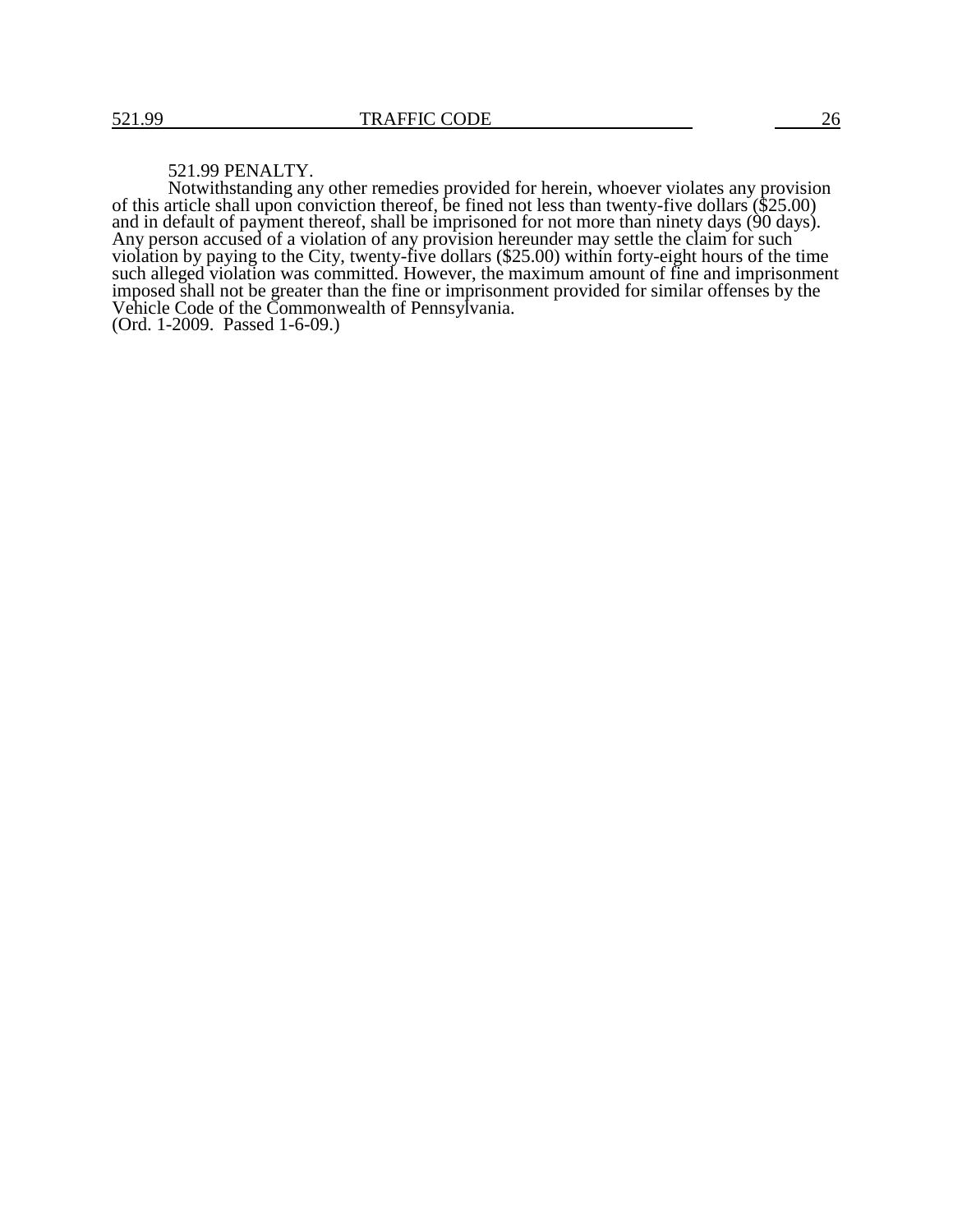### 521.99 PENALTY.

Notwithstanding any other remedies provided for herein, whoever violates any provision of this article shall upon conviction thereof, be fined not less than twenty-five dollars ($25.00) and in default of payment thereof, shall be imprisoned for not more than ninety days (90 days). Any person accused of a violation of any provision hereunder may settle the claim for such violation by paying to the City, twenty-five dollars ($25.00) within forty-eight hours of the time such alleged violation was committed. However, the maximum amount of fine and imprisonment imposed shall not be greater than the fine or imprisonment provided for similar offenses by the Vehicle Code of the Commonwealth of Pennsylvania.
(Ord. 1-2009. Passed 1-6-09.)